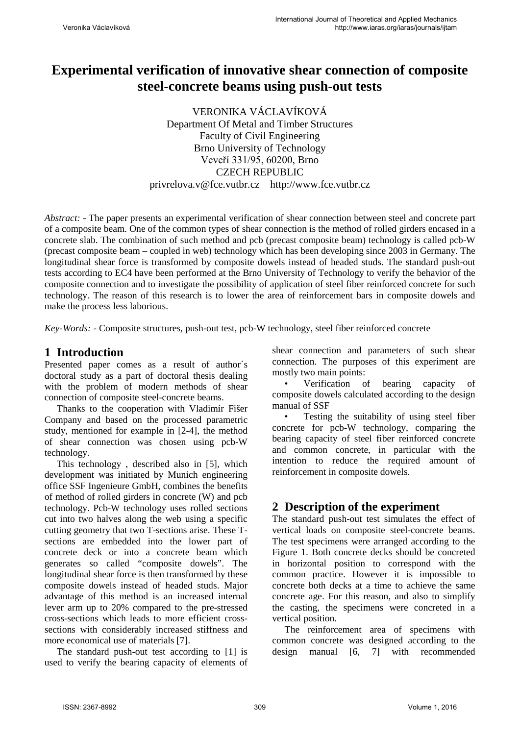# Experimental verification of innovative shear connection of composite steel-concrete beams using push-out tests

VERONIKA VÁCLAVÍKOVÁ
Department Of Metal and Timber Structures
Faculty of Civil Engineering
Brno University of Technology
Veveří 331/95, 60200, Brno
CZECH REPUBLIC
privrelova.v@fce.vutbr.cz http://www.fce.vutbr.cz

*Abstract:* - The paper presents an experimental verification of shear connection between steel and concrete part of a composite beam. One of the common types of shear connection is the method of rolled girders encased in a concrete slab. The combination of such method and pcb (precast composite beam) technology is called pcb-W (precast composite beam – coupled in web) technology which has been developing since 2003 in Germany. The longitudinal shear force is transformed by composite dowels instead of headed studs. The standard push-out tests according to EC4 have been performed at the Brno University of Technology to verify the behavior of the composite connection and to investigate the possibility of application of steel fiber reinforced concrete for such technology. The reason of this research is to lower the area of reinforcement bars in composite dowels and make the process less laborious.

*Key-Words:* - Composite structures, push-out test, pcb-W technology, steel fiber reinforced concrete

## 1 Introduction

Presented paper comes as a result of author´s doctoral study as a part of doctoral thesis dealing with the problem of modern methods of shear connection of composite steel-concrete beams.

Thanks to the cooperation with Vladimír Fišer Company and based on the processed parametric study, mentioned for example in [2-4], the method of shear connection was chosen using pcb-W technology.

This technology , described also in [5], which development was initiated by Munich engineering office SSF Ingenieure GmbH, combines the benefits of method of rolled girders in concrete (W) and pcb technology. Pcb-W technology uses rolled sections cut into two halves along the web using a specific cutting geometry that two T-sections arise. These T-sections are embedded into the lower part of concrete deck or into a concrete beam which generates so called "composite dowels". The longitudinal shear force is then transformed by these composite dowels instead of headed studs. Major advantage of this method is an increased internal lever arm up to 20% compared to the pre-stressed cross-sections which leads to more efficient cross-sections with considerably increased stiffness and more economical use of materials [7].

The standard push-out test according to [1] is used to verify the bearing capacity of elements of shear connection and parameters of such shear connection. The purposes of this experiment are mostly two main points:

- Verification of bearing capacity of composite dowels calculated according to the design manual of SSF
- Testing the suitability of using steel fiber concrete for pcb-W technology, comparing the bearing capacity of steel fiber reinforced concrete and common concrete, in particular with the intention to reduce the required amount of reinforcement in composite dowels.

## 2 Description of the experiment

The standard push-out test simulates the effect of vertical loads on composite steel-concrete beams. The test specimens were arranged according to the Figure 1. Both concrete decks should be concreted in horizontal position to correspond with the common practice. However it is impossible to concrete both decks at a time to achieve the same concrete age. For this reason, and also to simplify the casting, the specimens were concreted in a vertical position.

The reinforcement area of specimens with common concrete was designed according to the design manual [6, 7] with recommended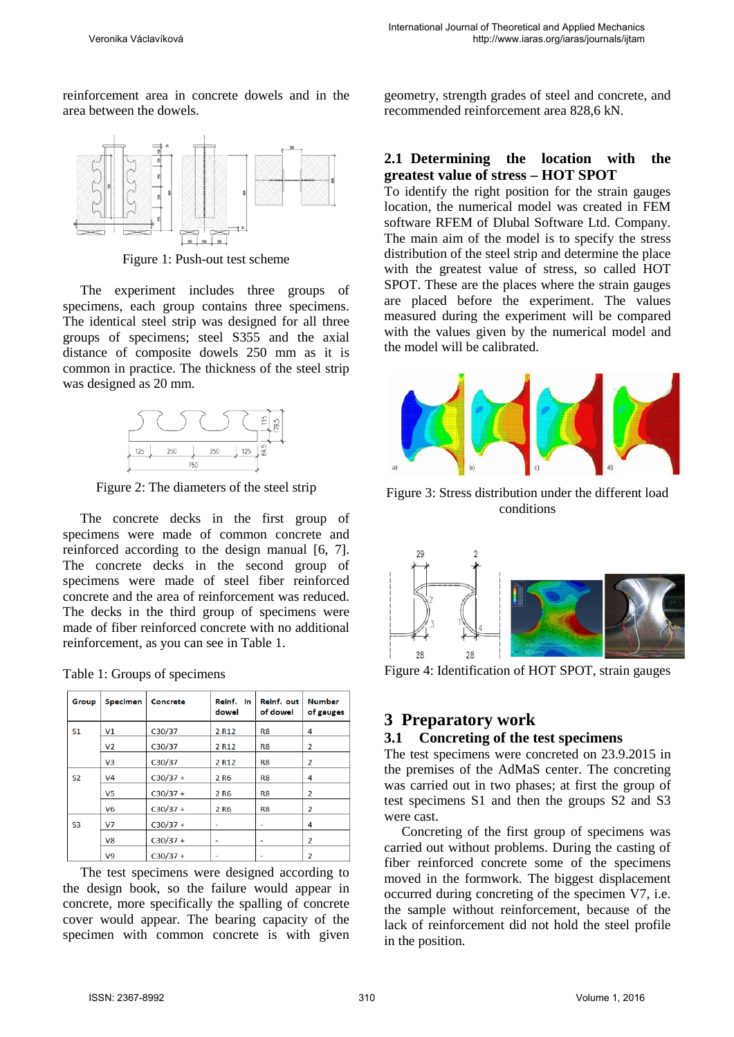reinforcement area in concrete dowels and in the area between the dowels.

Figure 1: Push-out test scheme

The experiment includes three groups of specimens, each group contains three specimens. The identical steel strip was designed for all three groups of specimens; steel S355 and the axial distance of composite dowels 250 mm as it is common in practice. The thickness of the steel strip was designed as 20 mm.

Figure 2: The diameters of the steel strip

The concrete decks in the first group of specimens were made of common concrete and reinforced according to the design manual [6, 7]. The concrete decks in the second group of specimens were made of steel fiber reinforced concrete and the area of reinforcement was reduced. The decks in the third group of specimens were made of fiber reinforced concrete with no additional reinforcement, as you can see in Table 1.

Table 1: Groups of specimens

| Group | Specimen | Concrete | Reinf. in dowel | Reinf. out of dowel | Number of gauges |
|---|---|---|---|---|---|
| S1 | V1 | C30/37 | 2 R12 | R8 | 4 |
| | V2 | C30/37 | 2 R12 | R8 | 2 |
| | V3 | C30/37 | 2 R12 | R8 | 2 |
| S2 | V4 | C30/37 + | 2 R6 | R8 | 4 |
| | V5 | C30/37 + | 2 R6 | R8 | 2 |
| | V6 | C30/37 + | 2 R6 | R8 | 2 |
| S3 | V7 | C30/37 + | - | - | 4 |
| | V8 | C30/37 + | - | - | 2 |
| | V9 | C30/37 + | - | - | 2 |

The test specimens were designed according to the design book, so the failure would appear in concrete, more specifically the spalling of concrete cover would appear. The bearing capacity of the specimen with common concrete is with given geometry, strength grades of steel and concrete, and recommended reinforcement area 828,6 kN.

### 2.1 Determining the location with the greatest value of stress – HOT SPOT

To identify the right position for the strain gauges location, the numerical model was created in FEM software RFEM of Dlubal Software Ltd. Company. The main aim of the model is to specify the stress distribution of the steel strip and determine the place with the greatest value of stress, so called HOT SPOT. These are the places where the strain gauges are placed before the experiment. The values measured during the experiment will be compared with the values given by the numerical model and the model will be calibrated.

Figure 3: Stress distribution under the different load conditions

Figure 4: Identification of HOT SPOT, strain gauges

## 3 Preparatory work

### 3.1 Concreting of the test specimens

The test specimens were concreted on 23.9.2015 in the premises of the AdMaS center. The concreting was carried out in two phases; at first the group of test specimens S1 and then the groups S2 and S3 were cast.

Concreting of the first group of specimens was carried out without problems. During the casting of fiber reinforced concrete some of the specimens moved in the formwork. The biggest displacement occurred during concreting of the specimen V7, i.e. the sample without reinforcement, because of the lack of reinforcement did not hold the steel profile in the position.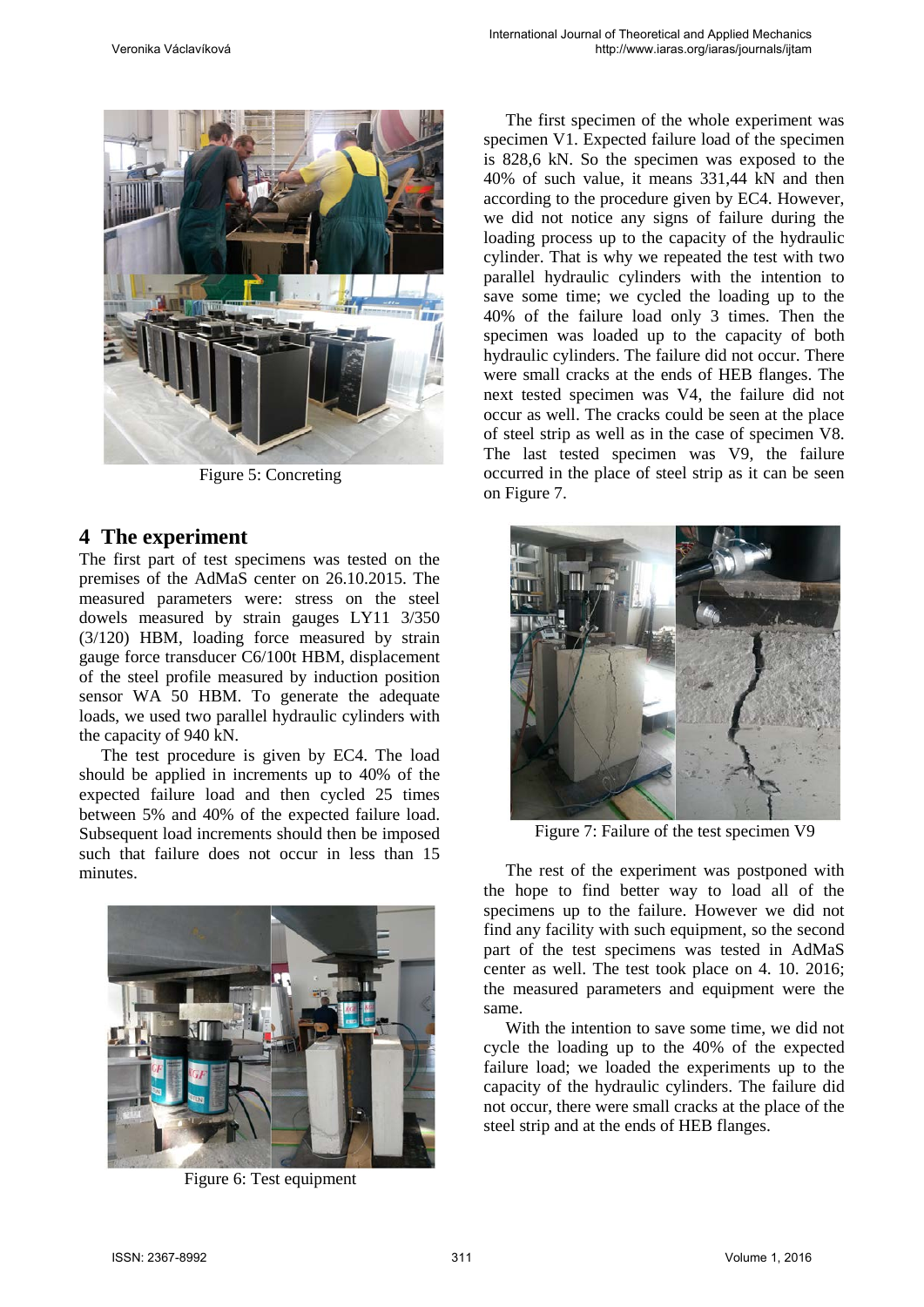Figure 5: Concreting

## 4 The experiment

The first part of test specimens was tested on the premises of the AdMaS center on 26.10.2015. The measured parameters were: stress on the steel dowels measured by strain gauges LY11 3/350 (3/120) HBM, loading force measured by strain gauge force transducer C6/100t HBM, displacement of the steel profile measured by induction position sensor WA 50 HBM. To generate the adequate loads, we used two parallel hydraulic cylinders with the capacity of 940 kN.

The test procedure is given by EC4. The load should be applied in increments up to 40% of the expected failure load and then cycled 25 times between 5% and 40% of the expected failure load. Subsequent load increments should then be imposed such that failure does not occur in less than 15 minutes.

Figure 6: Test equipment

The first specimen of the whole experiment was specimen V1. Expected failure load of the specimen is 828,6 kN. So the specimen was exposed to the 40% of such value, it means 331,44 kN and then according to the procedure given by EC4. However, we did not notice any signs of failure during the loading process up to the capacity of the hydraulic cylinder. That is why we repeated the test with two parallel hydraulic cylinders with the intention to save some time; we cycled the loading up to the 40% of the failure load only 3 times. Then the specimen was loaded up to the capacity of both hydraulic cylinders. The failure did not occur. There were small cracks at the ends of HEB flanges. The next tested specimen was V4, the failure did not occur as well. The cracks could be seen at the place of steel strip as well as in the case of specimen V8. The last tested specimen was V9, the failure occurred in the place of steel strip as it can be seen on Figure 7.

Figure 7: Failure of the test specimen V9

The rest of the experiment was postponed with the hope to find better way to load all of the specimens up to the failure. However we did not find any facility with such equipment, so the second part of the test specimens was tested in AdMaS center as well. The test took place on 4. 10. 2016; the measured parameters and equipment were the same.

With the intention to save some time, we did not cycle the loading up to the 40% of the expected failure load; we loaded the experiments up to the capacity of the hydraulic cylinders. The failure did not occur, there were small cracks at the place of the steel strip and at the ends of HEB flanges.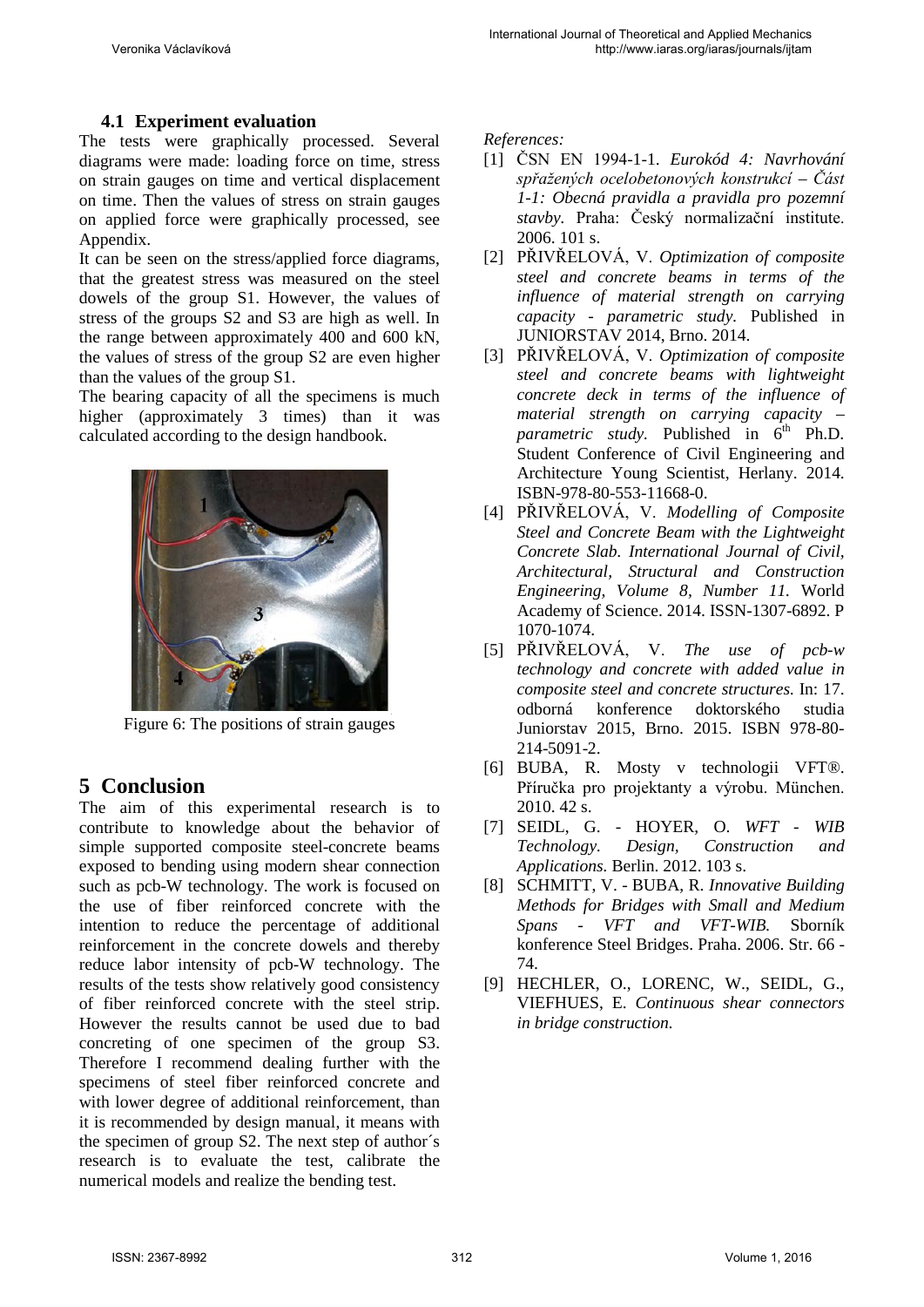### 4.1 Experiment evaluation

The tests were graphically processed. Several diagrams were made: loading force on time, stress on strain gauges on time and vertical displacement on time. Then the values of stress on strain gauges on applied force were graphically processed, see Appendix.

It can be seen on the stress/applied force diagrams, that the greatest stress was measured on the steel dowels of the group S1. However, the values of stress of the groups S2 and S3 are high as well. In the range between approximately 400 and 600 kN, the values of stress of the group S2 are even higher than the values of the group S1.

The bearing capacity of all the specimens is much higher (approximately 3 times) than it was calculated according to the design handbook.

Figure 6: The positions of strain gauges

## 5 Conclusion

The aim of this experimental research is to contribute to knowledge about the behavior of simple supported composite steel-concrete beams exposed to bending using modern shear connection such as pcb-W technology. The work is focused on the use of fiber reinforced concrete with the intention to reduce the percentage of additional reinforcement in the concrete dowels and thereby reduce labor intensity of pcb-W technology. The results of the tests show relatively good consistency of fiber reinforced concrete with the steel strip. However the results cannot be used due to bad concreting of one specimen of the group S3. Therefore I recommend dealing further with the specimens of steel fiber reinforced concrete and with lower degree of additional reinforcement, than it is recommended by design manual, it means with the specimen of group S2. The next step of author´s research is to evaluate the test, calibrate the numerical models and realize the bending test.

*References:*

[1] ČSN EN 1994-1-1. *Eurokód 4: Navrhování spřažených ocelobetonových konstrukcí – Část 1-1: Obecná pravidla a pravidla pro pozemní stavby.* Praha: Český normalizační institute. 2006. 101 s.

[2] PŘIVŘELOVÁ, V. *Optimization of composite steel and concrete beams in terms of the influence of material strength on carrying capacity - parametric study.* Published in JUNIORSTAV 2014, Brno. 2014.

[3] PŘIVŘELOVÁ, V. *Optimization of composite steel and concrete beams with lightweight concrete deck in terms of the influence of material strength on carrying capacity – parametric study.* Published in 6th Ph.D. Student Conference of Civil Engineering and Architecture Young Scientist, Herlany. 2014. ISBN-978-80-553-11668-0.

[4] PŘIVŘELOVÁ, V. *Modelling of Composite Steel and Concrete Beam with the Lightweight Concrete Slab. International Journal of Civil, Architectural, Structural and Construction Engineering, Volume 8, Number 11.* World Academy of Science. 2014. ISSN-1307-6892. P 1070-1074.

[5] PŘIVŘELOVÁ, V. *The use of pcb-w technology and concrete with added value in composite steel and concrete structures.* In: 17. odborná konference doktorského studia Juniorstav 2015, Brno. 2015. ISBN 978-80-214-5091-2.

[6] BUBA, R. Mosty v technologii VFT®. Příručka pro projektanty a výrobu. München. 2010. 42 s.

[7] SEIDL, G. - HOYER, O. *WFT - WIB Technology. Design, Construction and Applications.* Berlin. 2012. 103 s.

[8] SCHMITT, V. - BUBA, R. *Innovative Building Methods for Bridges with Small and Medium Spans - VFT and VFT-WIB.* Sborník konference Steel Bridges. Praha. 2006. Str. 66 - 74.

[9] HECHLER, O., LORENC, W., SEIDL, G., VIEFHUES, E. *Continuous shear connectors in bridge construction.*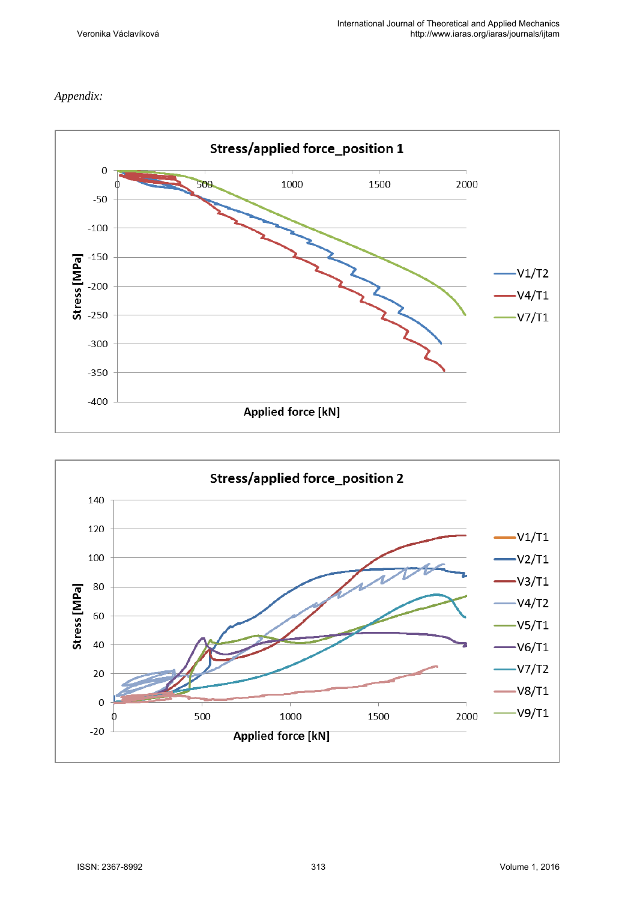*Appendix:*

**Stress/applied force_position 1**

Stress [MPa] vs. Applied force [kN]

Legend: V1/T2, V4/T1, V7/T1

**Stress/applied force_position 2**

Stress [MPa] vs. Applied force [kN]

Legend: V1/T1, V2/T1, V3/T1, V4/T2, V5/T1, V6/T1, V7/T2, V8/T1, V9/T1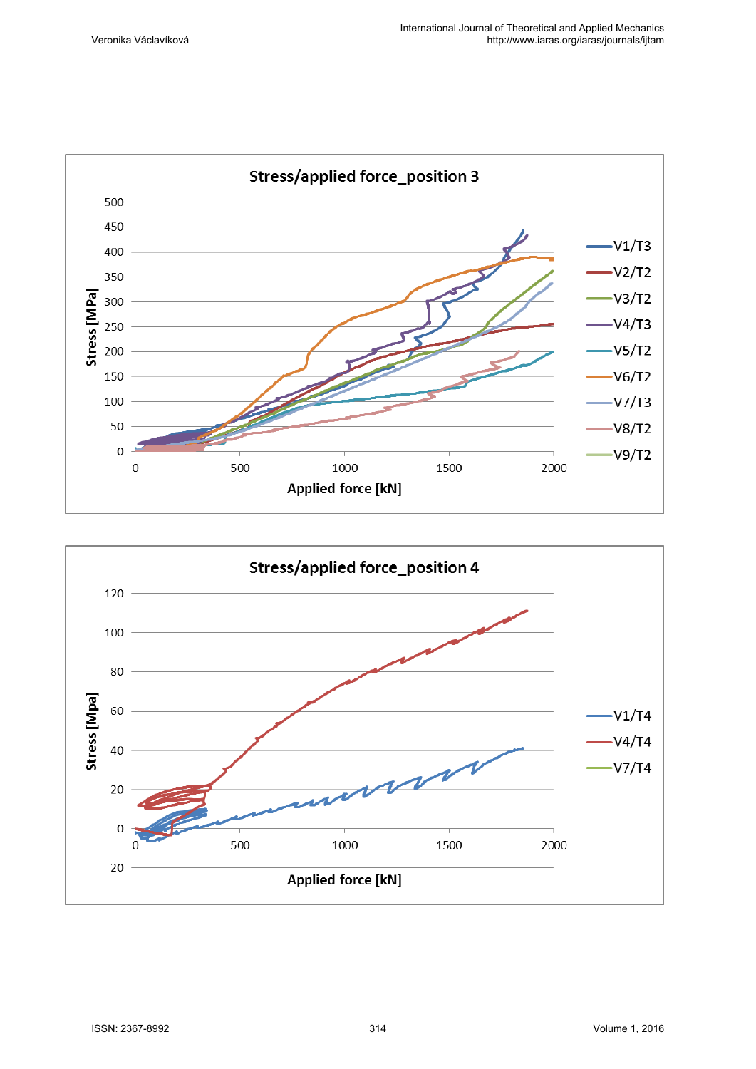Stress/applied force_position 3

500
450
400
350
300
250
200
150
100
50
0

Stress [MPa]

0
500
1000
1500
2000

Applied force [kN]

V1/T3
V2/T2
V3/T2
V4/T3
V5/T2
V6/T2
V7/T3
V8/T2
V9/T2

Stress/applied force_position 4

120
100
80
60
40
20
0
-20

Stress [Mpa]

0
500
1000
1500
2000

Applied force [kN]

V1/T4
V4/T4
V7/T4